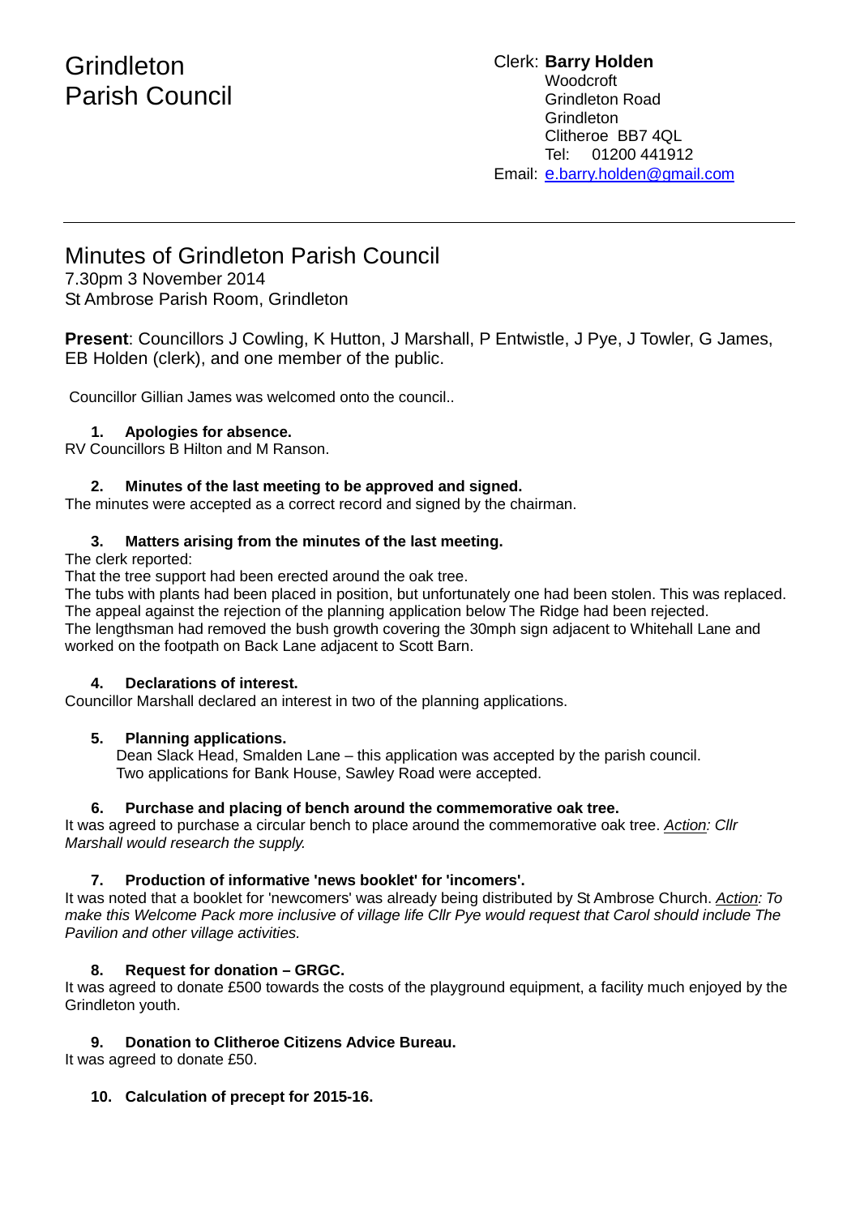# Grindleton Parish Council

Clerk: **Barry Holden**
Woodcroft
Grindleton Road
Grindleton
Clitheroe BB7 4QL
Tel: 01200 441912
Email: e.barry.holden@gmail.com

---

## Minutes of Grindleton Parish Council

7.30pm 3 November 2014
St Ambrose Parish Room, Grindleton

**Present**: Councillors J Cowling, K Hutton, J Marshall, P Entwistle, J Pye, J Towler, G James, EB Holden (clerk), and one member of the public.

Councillor Gillian James was welcomed onto the council..

**1. Apologies for absence.**

RV Councillors B Hilton and M Ranson.

**2. Minutes of the last meeting to be approved and signed.**

The minutes were accepted as a correct record and signed by the chairman.

**3. Matters arising from the minutes of the last meeting.**

The clerk reported:
That the tree support had been erected around the oak tree.
The tubs with plants had been placed in position, but unfortunately one had been stolen. This was replaced.
The appeal against the rejection of the planning application below The Ridge had been rejected.
The lengthsman had removed the bush growth covering the 30mph sign adjacent to Whitehall Lane and worked on the footpath on Back Lane adjacent to Scott Barn.

**4. Declarations of interest.**

Councillor Marshall declared an interest in two of the planning applications.

**5. Planning applications.**

Dean Slack Head, Smalden Lane – this application was accepted by the parish council.
Two applications for Bank House, Sawley Road were accepted.

**6. Purchase and placing of bench around the commemorative oak tree.**

It was agreed to purchase a circular bench to place around the commemorative oak tree. *Action: Cllr Marshall would research the supply.*

**7. Production of informative 'news booklet' for 'incomers'.**

It was noted that a booklet for 'newcomers' was already being distributed by St Ambrose Church. *Action: To make this Welcome Pack more inclusive of village life Cllr Pye would request that Carol should include The Pavilion and other village activities.*

**8. Request for donation – GRGC.**

It was agreed to donate £500 towards the costs of the playground equipment, a facility much enjoyed by the Grindleton youth.

**9. Donation to Clitheroe Citizens Advice Bureau.**

It was agreed to donate £50.

**10. Calculation of precept for 2015-16.**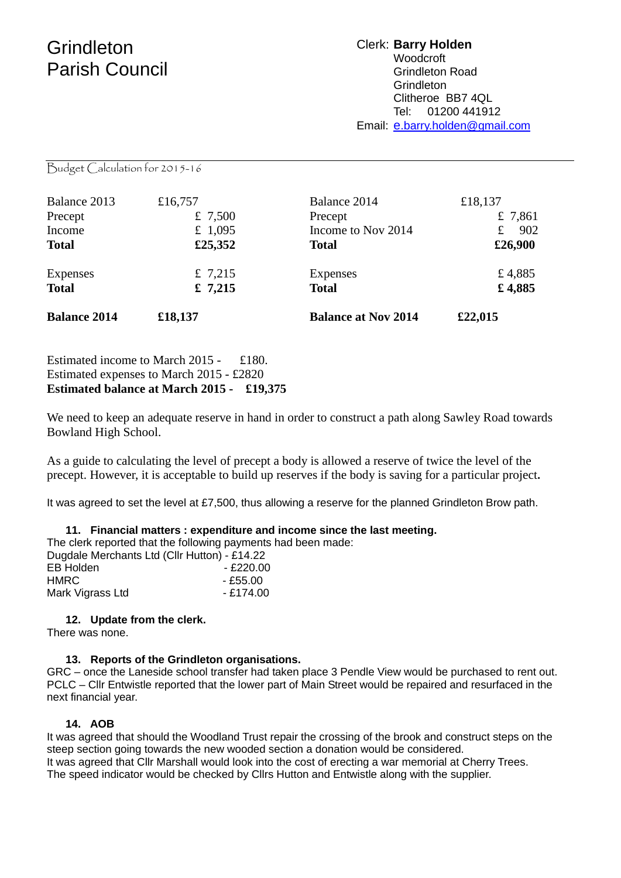# Grindleton Parish Council

Clerk: **Barry Holden**
Woodcroft
Grindleton Road
Grindleton
Clitheroe BB7 4QL
Tel: 01200 441912
Email: e.barry.holden@gmail.com

Budget Calculation for 2015-16

| | | | |
|---|---|---|---|
| Balance 2013 | £16,757 | Balance 2014 | £18,137 |
| Precept | £ 7,500 | Precept | £ 7,861 |
| Income | £ 1,095 | Income to Nov 2014 | £ 902 |
| **Total** | **£25,352** | **Total** | **£26,900** |
| Expenses | £ 7,215 | Expenses | £ 4,885 |
| **Total** | **£ 7,215** | **Total** | **£ 4,885** |
| **Balance 2014** | **£18,137** | **Balance at Nov 2014** | **£22,015** |

Estimated income to March 2015 - £180.
Estimated expenses to March 2015 - £2820
**Estimated balance at March 2015 - £19,375**

We need to keep an adequate reserve in hand in order to construct a path along Sawley Road towards Bowland High School.

As a guide to calculating the level of precept a body is allowed a reserve of twice the level of the precept. However, it is acceptable to build up reserves if the body is saving for a particular project.

It was agreed to set the level at £7,500, thus allowing a reserve for the planned Grindleton Brow path.

**11. Financial matters : expenditure and income since the last meeting.**

The clerk reported that the following payments had been made:
Dugdale Merchants Ltd (Cllr Hutton) - £14.22
EB Holden - £220.00
HMRC - £55.00
Mark Vigrass Ltd - £174.00

**12. Update from the clerk.**

There was none.

**13. Reports of the Grindleton organisations.**

GRC – once the Laneside school transfer had taken place 3 Pendle View would be purchased to rent out.
PCLC – Cllr Entwistle reported that the lower part of Main Street would be repaired and resurfaced in the next financial year.

**14. AOB**

It was agreed that should the Woodland Trust repair the crossing of the brook and construct steps on the steep section going towards the new wooded section a donation would be considered.
It was agreed that Cllr Marshall would look into the cost of erecting a war memorial at Cherry Trees.
The speed indicator would be checked by Cllrs Hutton and Entwistle along with the supplier.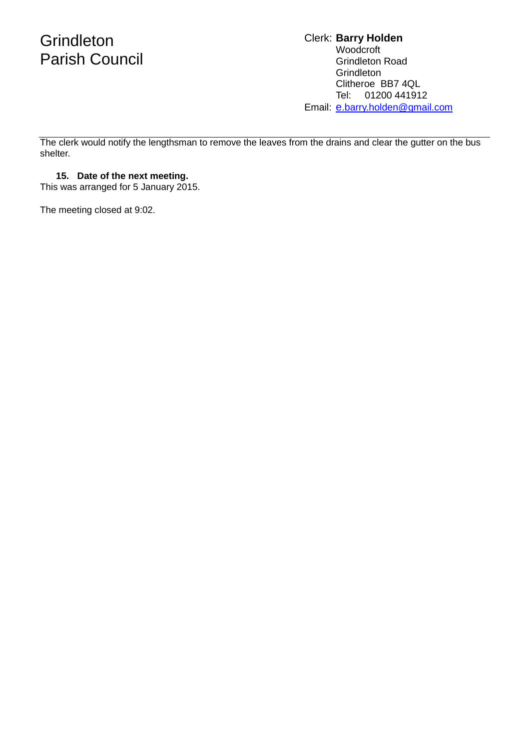# Grindleton Parish Council

Clerk: **Barry Holden**
Woodcroft
Grindleton Road
Grindleton
Clitheroe BB7 4QL
Tel: 01200 441912
Email: e.barry.holden@gmail.com

---

The clerk would notify the lengthsman to remove the leaves from the drains and clear the gutter on the bus shelter.

**15. Date of the next meeting.**

This was arranged for 5 January 2015.

The meeting closed at 9:02.